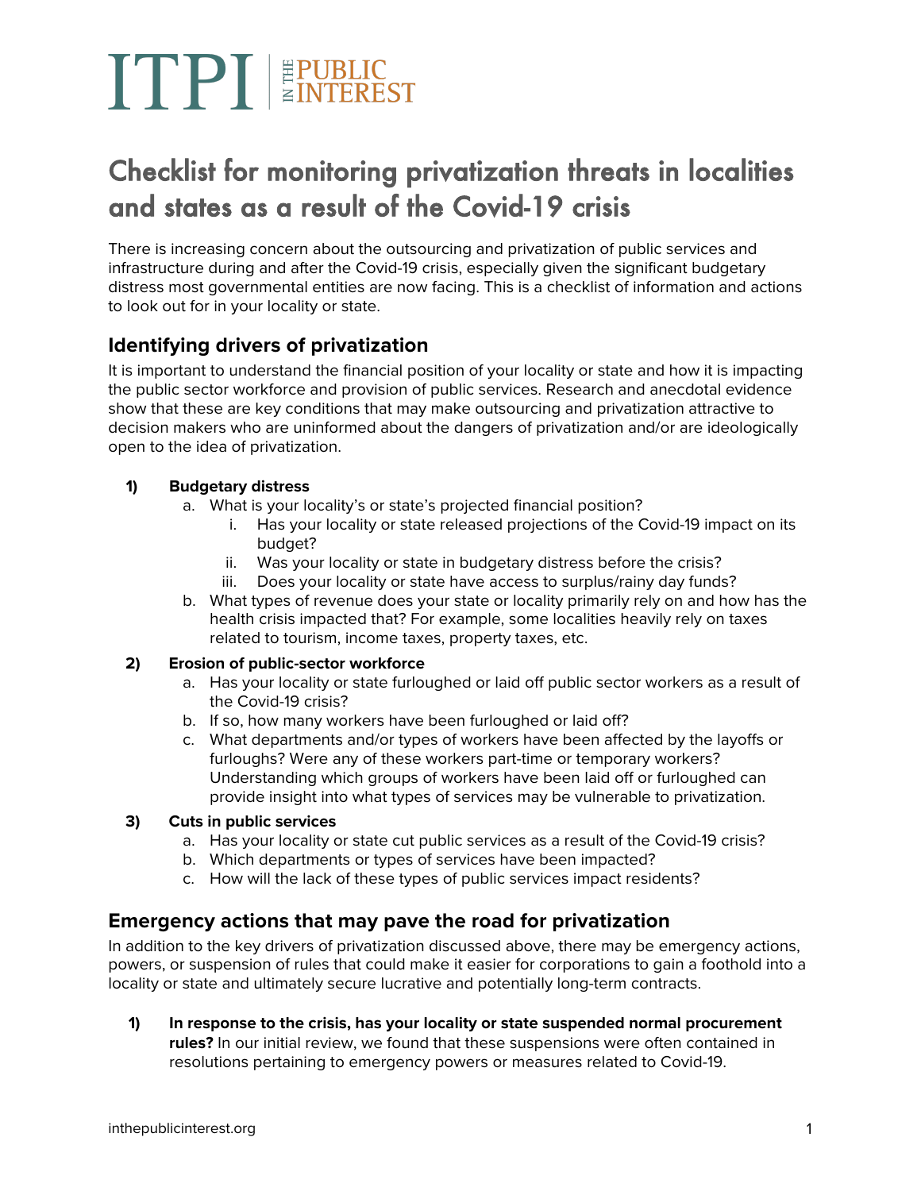ITPI | IN THE PUBLIC INTEREST

# Checklist for monitoring privatization threats in localities and states as a result of the Covid-19 crisis

There is increasing concern about the outsourcing and privatization of public services and infrastructure during and after the Covid-19 crisis, especially given the significant budgetary distress most governmental entities are now facing. This is a checklist of information and actions to look out for in your locality or state.

## Identifying drivers of privatization

It is important to understand the financial position of your locality or state and how it is impacting the public sector workforce and provision of public services. Research and anecdotal evidence show that these are key conditions that may make outsourcing and privatization attractive to decision makers who are uninformed about the dangers of privatization and/or are ideologically open to the idea of privatization.

1) **Budgetary distress**
   a. What is your locality's or state's projected financial position?
      i. Has your locality or state released projections of the Covid-19 impact on its budget?
      ii. Was your locality or state in budgetary distress before the crisis?
      iii. Does your locality or state have access to surplus/rainy day funds?
   b. What types of revenue does your state or locality primarily rely on and how has the health crisis impacted that? For example, some localities heavily rely on taxes related to tourism, income taxes, property taxes, etc.

2) **Erosion of public-sector workforce**
   a. Has your locality or state furloughed or laid off public sector workers as a result of the Covid-19 crisis?
   b. If so, how many workers have been furloughed or laid off?
   c. What departments and/or types of workers have been affected by the layoffs or furloughs? Were any of these workers part-time or temporary workers? Understanding which groups of workers have been laid off or furloughed can provide insight into what types of services may be vulnerable to privatization.

3) **Cuts in public services**
   a. Has your locality or state cut public services as a result of the Covid-19 crisis?
   b. Which departments or types of services have been impacted?
   c. How will the lack of these types of public services impact residents?

## Emergency actions that may pave the road for privatization

In addition to the key drivers of privatization discussed above, there may be emergency actions, powers, or suspension of rules that could make it easier for corporations to gain a foothold into a locality or state and ultimately secure lucrative and potentially long-term contracts.

1) **In response to the crisis, has your locality or state suspended normal procurement rules?** In our initial review, we found that these suspensions were often contained in resolutions pertaining to emergency powers or measures related to Covid-19.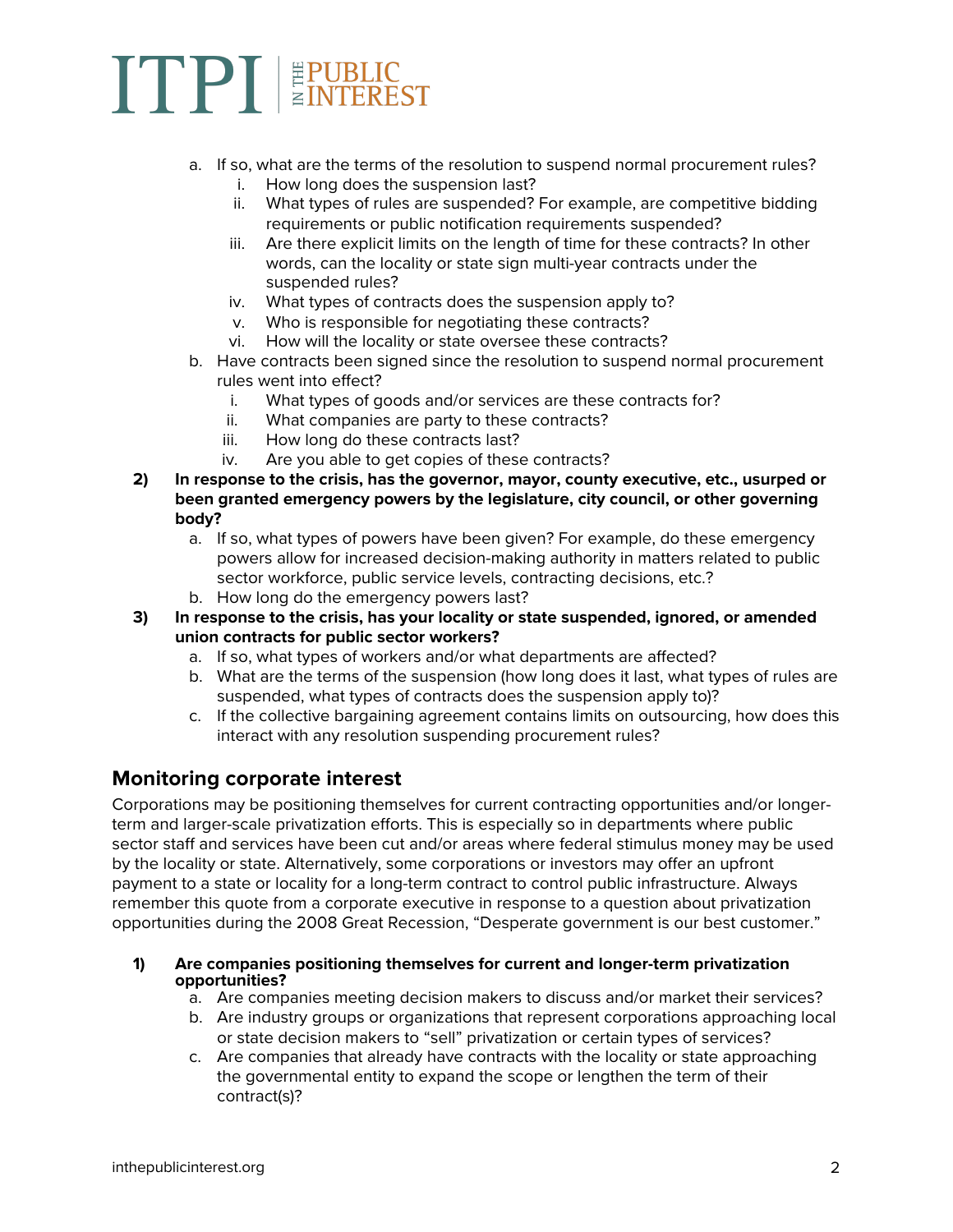a. If so, what are the terms of the resolution to suspend normal procurement rules?
    i. How long does the suspension last?
    ii. What types of rules are suspended? For example, are competitive bidding requirements or public notification requirements suspended?
    iii. Are there explicit limits on the length of time for these contracts? In other words, can the locality or state sign multi-year contracts under the suspended rules?
    iv. What types of contracts does the suspension apply to?
    v. Who is responsible for negotiating these contracts?
    vi. How will the locality or state oversee these contracts?

b. Have contracts been signed since the resolution to suspend normal procurement rules went into effect?
    i. What types of goods and/or services are these contracts for?
    ii. What companies are party to these contracts?
    iii. How long do these contracts last?
    iv. Are you able to get copies of these contracts?

**2) In response to the crisis, has the governor, mayor, county executive, etc., usurped or been granted emergency powers by the legislature, city council, or other governing body?**

a. If so, what types of powers have been given? For example, do these emergency powers allow for increased decision-making authority in matters related to public sector workforce, public service levels, contracting decisions, etc.?
b. How long do the emergency powers last?

**3) In response to the crisis, has your locality or state suspended, ignored, or amended union contracts for public sector workers?**

a. If so, what types of workers and/or what departments are affected?
b. What are the terms of the suspension (how long does it last, what types of rules are suspended, what types of contracts does the suspension apply to)?
c. If the collective bargaining agreement contains limits on outsourcing, how does this interact with any resolution suspending procurement rules?

## Monitoring corporate interest

Corporations may be positioning themselves for current contracting opportunities and/or longer-term and larger-scale privatization efforts. This is especially so in departments where public sector staff and services have been cut and/or areas where federal stimulus money may be used by the locality or state. Alternatively, some corporations or investors may offer an upfront payment to a state or locality for a long-term contract to control public infrastructure. Always remember this quote from a corporate executive in response to a question about privatization opportunities during the 2008 Great Recession, "Desperate government is our best customer."

**1) Are companies positioning themselves for current and longer-term privatization opportunities?**

a. Are companies meeting decision makers to discuss and/or market their services?
b. Are industry groups or organizations that represent corporations approaching local or state decision makers to "sell" privatization or certain types of services?
c. Are companies that already have contracts with the locality or state approaching the governmental entity to expand the scope or lengthen the term of their contract(s)?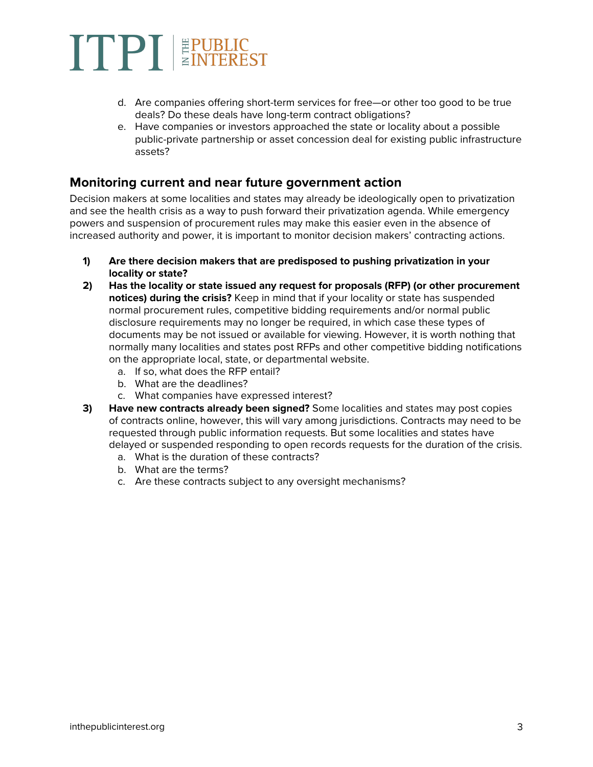d. Are companies offering short-term services for free—or other too good to be true deals? Do these deals have long-term contract obligations?
e. Have companies or investors approached the state or locality about a possible public-private partnership or asset concession deal for existing public infrastructure assets?

## Monitoring current and near future government action

Decision makers at some localities and states may already be ideologically open to privatization and see the health crisis as a way to push forward their privatization agenda. While emergency powers and suspension of procurement rules may make this easier even in the absence of increased authority and power, it is important to monitor decision makers' contracting actions.

1) **Are there decision makers that are predisposed to pushing privatization in your locality or state?**
2) **Has the locality or state issued any request for proposals (RFP) (or other procurement notices) during the crisis?** Keep in mind that if your locality or state has suspended normal procurement rules, competitive bidding requirements and/or normal public disclosure requirements may no longer be required, in which case these types of documents may be not issued or available for viewing. However, it is worth nothing that normally many localities and states post RFPs and other competitive bidding notifications on the appropriate local, state, or departmental website.
   a. If so, what does the RFP entail?
   b. What are the deadlines?
   c. What companies have expressed interest?
3) **Have new contracts already been signed?** Some localities and states may post copies of contracts online, however, this will vary among jurisdictions. Contracts may need to be requested through public information requests. But some localities and states have delayed or suspended responding to open records requests for the duration of the crisis.
   a. What is the duration of these contracts?
   b. What are the terms?
   c. Are these contracts subject to any oversight mechanisms?